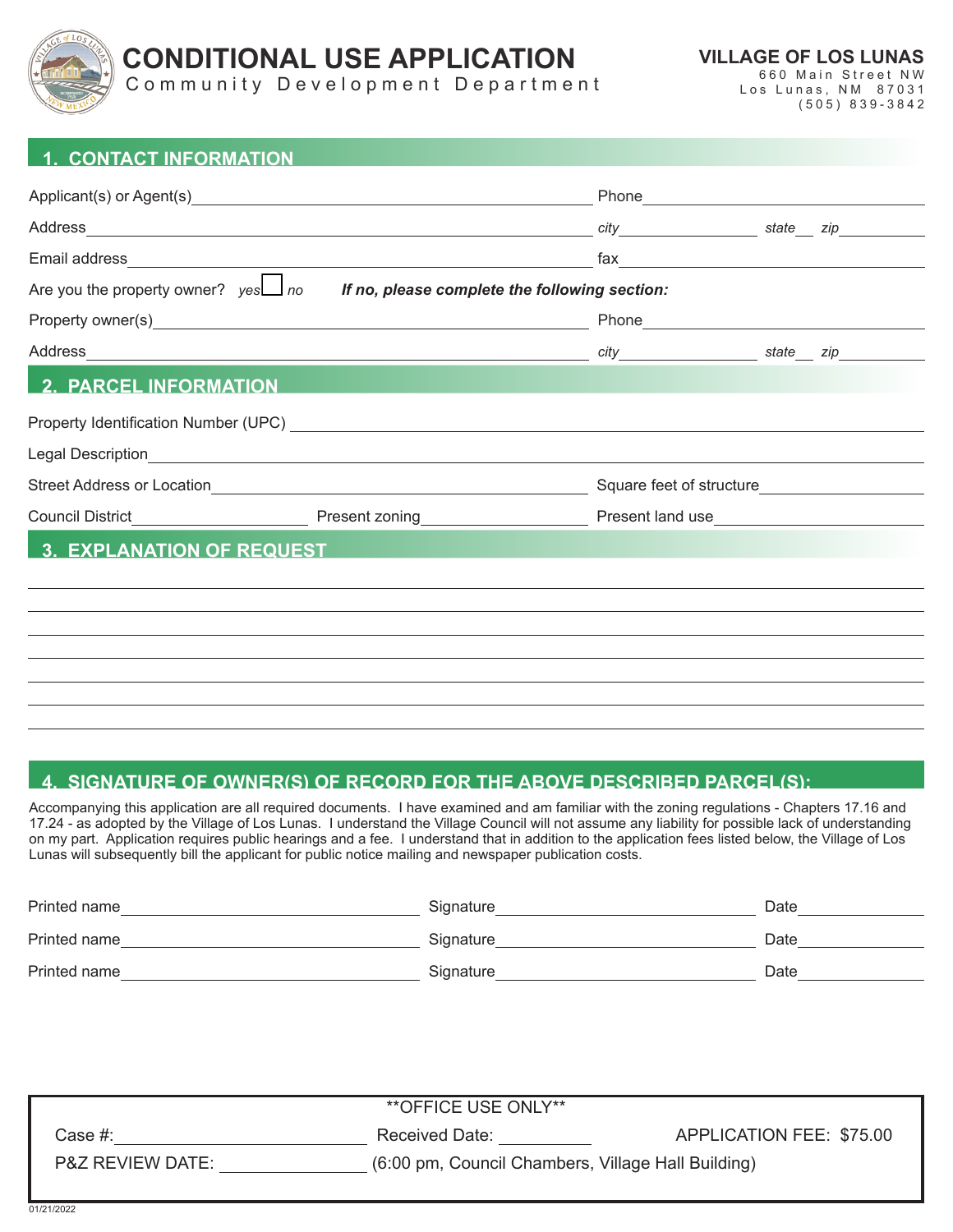# CONDITIONAL USE APPLICATION

Community Development Department

**VILLAGE OF LOS LUNAS**
660 Main Street NW
Los Lunas, NM 87031
(505) 839-3842

## 1. CONTACT INFORMATION

Applicant(s) or Agent(s)\_\_\_\_\_\_\_\_\_\_\_\_\_\_\_\_\_\_\_\_ Phone\_\_\_\_\_\_\_\_\_\_\_\_\_\_\_\_\_\_\_\_

Address\_\_\_\_\_\_\_\_\_\_\_\_\_\_\_\_\_\_\_\_ *city*\_\_\_\_\_\_\_\_\_\_ *state*\_\_ *zip*\_\_\_\_\_\_\_\_

Email address\_\_\_\_\_\_\_\_\_\_\_\_\_\_\_\_\_\_\_\_ fax\_\_\_\_\_\_\_\_\_\_\_\_\_\_\_\_\_\_\_\_

Are you the property owner? *yes* ☐ *no* ***If no, please complete the following section:***

Property owner(s)\_\_\_\_\_\_\_\_\_\_\_\_\_\_\_\_\_\_\_\_ Phone\_\_\_\_\_\_\_\_\_\_\_\_\_\_\_\_\_\_\_\_

Address\_\_\_\_\_\_\_\_\_\_\_\_\_\_\_\_\_\_\_\_ *city*\_\_\_\_\_\_\_\_\_\_ *state*\_\_ *zip*\_\_\_\_\_\_\_\_

## 2. PARCEL INFORMATION

Property Identification Number (UPC)\_\_\_\_\_\_\_\_\_\_\_\_\_\_\_\_\_\_\_\_

Legal Description\_\_\_\_\_\_\_\_\_\_\_\_\_\_\_\_\_\_\_\_

Street Address or Location\_\_\_\_\_\_\_\_\_\_\_\_\_\_\_\_\_\_\_\_ Square feet of structure\_\_\_\_\_\_\_\_\_\_\_\_\_\_\_\_\_\_\_\_

Council District\_\_\_\_\_\_\_\_\_\_ Present zoning\_\_\_\_\_\_\_\_\_\_ Present land use\_\_\_\_\_\_\_\_\_\_

## 3. EXPLANATION OF REQUEST

\_\_\_\_\_\_\_\_\_\_\_\_\_\_\_\_\_\_\_\_\_\_\_\_\_\_\_\_\_\_\_\_\_\_\_\_\_\_\_\_

\_\_\_\_\_\_\_\_\_\_\_\_\_\_\_\_\_\_\_\_\_\_\_\_\_\_\_\_\_\_\_\_\_\_\_\_\_\_\_\_

\_\_\_\_\_\_\_\_\_\_\_\_\_\_\_\_\_\_\_\_\_\_\_\_\_\_\_\_\_\_\_\_\_\_\_\_\_\_\_\_

\_\_\_\_\_\_\_\_\_\_\_\_\_\_\_\_\_\_\_\_\_\_\_\_\_\_\_\_\_\_\_\_\_\_\_\_\_\_\_\_

\_\_\_\_\_\_\_\_\_\_\_\_\_\_\_\_\_\_\_\_\_\_\_\_\_\_\_\_\_\_\_\_\_\_\_\_\_\_\_\_

\_\_\_\_\_\_\_\_\_\_\_\_\_\_\_\_\_\_\_\_\_\_\_\_\_\_\_\_\_\_\_\_\_\_\_\_\_\_\_\_

\_\_\_\_\_\_\_\_\_\_\_\_\_\_\_\_\_\_\_\_\_\_\_\_\_\_\_\_\_\_\_\_\_\_\_\_\_\_\_\_

## 4. SIGNATURE OF OWNER(S) OF RECORD FOR THE ABOVE DESCRIBED PARCEL(S):

Accompanying this application are all required documents. I have examined and am familiar with the zoning regulations - Chapters 17.16 and 17.24 - as adopted by the Village of Los Lunas. I understand the Village Council will not assume any liability for possible lack of understanding on my part. Application requires public hearings and a fee. I understand that in addition to the application fees listed below, the Village of Los Lunas will subsequently bill the applicant for public notice mailing and newspaper publication costs.

Printed name\_\_\_\_\_\_\_\_\_\_\_\_\_\_\_\_\_\_\_\_ Signature\_\_\_\_\_\_\_\_\_\_\_\_\_\_\_\_\_\_\_\_ Date\_\_\_\_\_\_\_\_\_\_

Printed name\_\_\_\_\_\_\_\_\_\_\_\_\_\_\_\_\_\_\_\_ Signature\_\_\_\_\_\_\_\_\_\_\_\_\_\_\_\_\_\_\_\_ Date\_\_\_\_\_\_\_\_\_\_

Printed name\_\_\_\_\_\_\_\_\_\_\_\_\_\_\_\_\_\_\_\_ Signature\_\_\_\_\_\_\_\_\_\_\_\_\_\_\_\_\_\_\_\_ Date\_\_\_\_\_\_\_\_\_\_

---

\*\*OFFICE USE ONLY\*\*

Case #:\_\_\_\_\_\_\_\_\_\_\_\_\_\_\_\_\_\_\_\_ Received Date: \_\_\_\_\_\_\_\_\_\_ APPLICATION FEE: $75.00

P&Z REVIEW DATE: \_\_\_\_\_\_\_\_\_\_\_\_\_\_\_\_ (6:00 pm, Council Chambers, Village Hall Building)

---

01/21/2022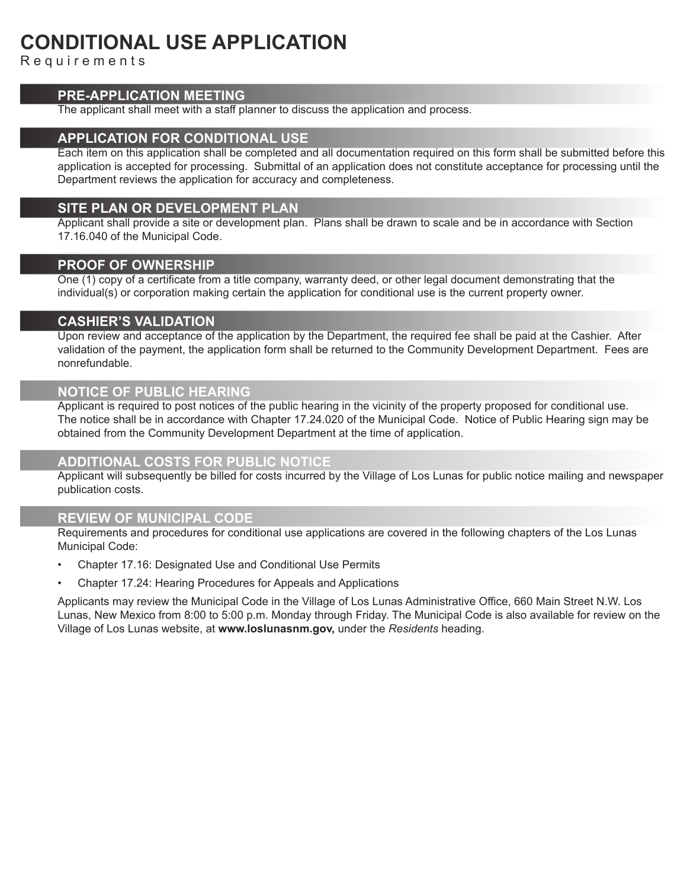# CONDITIONAL USE APPLICATION

Requirements

## PRE-APPLICATION MEETING

The applicant shall meet with a staff planner to discuss the application and process.

## APPLICATION FOR CONDITIONAL USE

Each item on this application shall be completed and all documentation required on this form shall be submitted before this application is accepted for processing. Submittal of an application does not constitute acceptance for processing until the Department reviews the application for accuracy and completeness.

## SITE PLAN OR DEVELOPMENT PLAN

Applicant shall provide a site or development plan. Plans shall be drawn to scale and be in accordance with Section 17.16.040 of the Municipal Code.

## PROOF OF OWNERSHIP

One (1) copy of a certificate from a title company, warranty deed, or other legal document demonstrating that the individual(s) or corporation making certain the application for conditional use is the current property owner.

## CASHIER'S VALIDATION

Upon review and acceptance of the application by the Department, the required fee shall be paid at the Cashier. After validation of the payment, the application form shall be returned to the Community Development Department. Fees are nonrefundable.

## NOTICE OF PUBLIC HEARING

Applicant is required to post notices of the public hearing in the vicinity of the property proposed for conditional use. The notice shall be in accordance with Chapter 17.24.020 of the Municipal Code. Notice of Public Hearing sign may be obtained from the Community Development Department at the time of application.

## ADDITIONAL COSTS FOR PUBLIC NOTICE

Applicant will subsequently be billed for costs incurred by the Village of Los Lunas for public notice mailing and newspaper publication costs.

## REVIEW OF MUNICIPAL CODE

Requirements and procedures for conditional use applications are covered in the following chapters of the Los Lunas Municipal Code:

- Chapter 17.16: Designated Use and Conditional Use Permits
- Chapter 17.24: Hearing Procedures for Appeals and Applications

Applicants may review the Municipal Code in the Village of Los Lunas Administrative Office, 660 Main Street N.W. Los Lunas, New Mexico from 8:00 to 5:00 p.m. Monday through Friday. The Municipal Code is also available for review on the Village of Los Lunas website, at **www.loslunasnm.gov,** under the *Residents* heading.